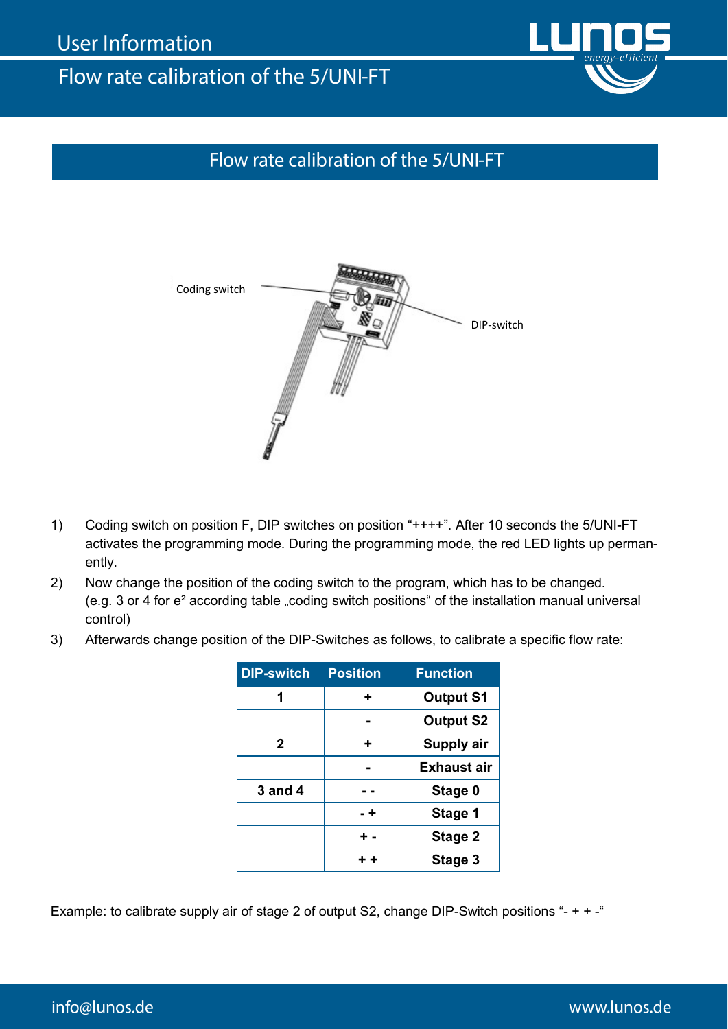# User Information

## Flow rate calibration of the 5/UNI-FT

### Flow rate calibration of the 5/UNI-FT

Coding switch

DIP-switch

1) Coding switch on position F, DIP switches on position "++++". After 10 seconds the 5/UNI-FT activates the programming mode. During the programming mode, the red LED lights up permanently.
2) Now change the position of the coding switch to the program, which has to be changed. (e.g. 3 or 4 for e² according table „coding switch positions" of the installation manual universal control)
3) Afterwards change position of the DIP-Switches as follows, to calibrate a specific flow rate:

| DIP-switch | Position | Function |
|---|---|---|
| **1** | **+** | **Output S1** |
| | **-** | **Output S2** |
| **2** | **+** | **Supply air** |
| | **-** | **Exhaust air** |
| **3 and 4** | **- -** | **Stage 0** |
| | **- +** | **Stage 1** |
| | **+ -** | **Stage 2** |
| | **+ +** | **Stage 3** |

Example: to calibrate supply air of stage 2 of output S2, change DIP-Switch positions "- + + -"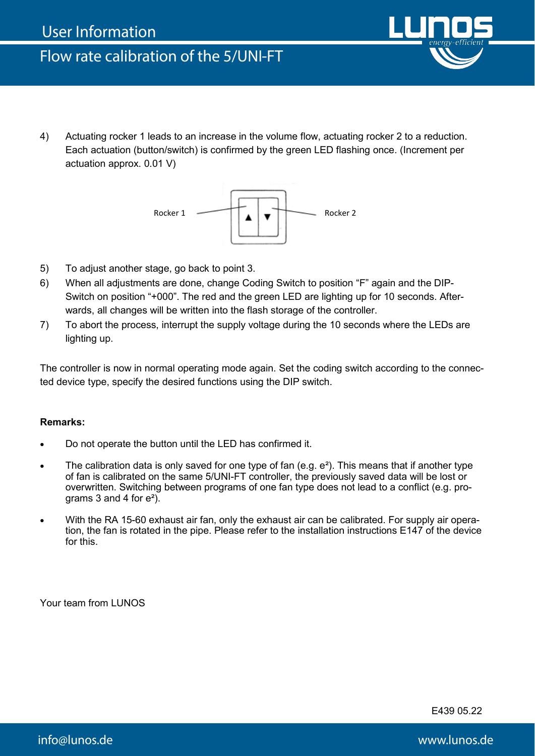4) Actuating rocker 1 leads to an increase in the volume flow, actuating rocker 2 to a reduction. Each actuation (button/switch) is confirmed by the green LED flashing once. (Increment per actuation approx. 0.01 V)

Rocker 1

Rocker 2

5) To adjust another stage, go back to point 3.
6) When all adjustments are done, change Coding Switch to position “F” again and the DIP-Switch on position “+000”. The red and the green LED are lighting up for 10 seconds. Afterwards, all changes will be written into the flash storage of the controller.
7) To abort the process, interrupt the supply voltage during the 10 seconds where the LEDs are lighting up.

The controller is now in normal operating mode again. Set the coding switch according to the connected device type, specify the desired functions using the DIP switch.

**Remarks:**

- Do not operate the button until the LED has confirmed it.
- The calibration data is only saved for one type of fan (e.g. e²). This means that if another type of fan is calibrated on the same 5/UNI-FT controller, the previously saved data will be lost or overwritten. Switching between programs of one fan type does not lead to a conflict (e.g. programs 3 and 4 for e²).
- With the RA 15-60 exhaust air fan, only the exhaust air can be calibrated. For supply air operation, the fan is rotated in the pipe. Please refer to the installation instructions E147 of the device for this.

Your team from LUNOS

E439 05.22